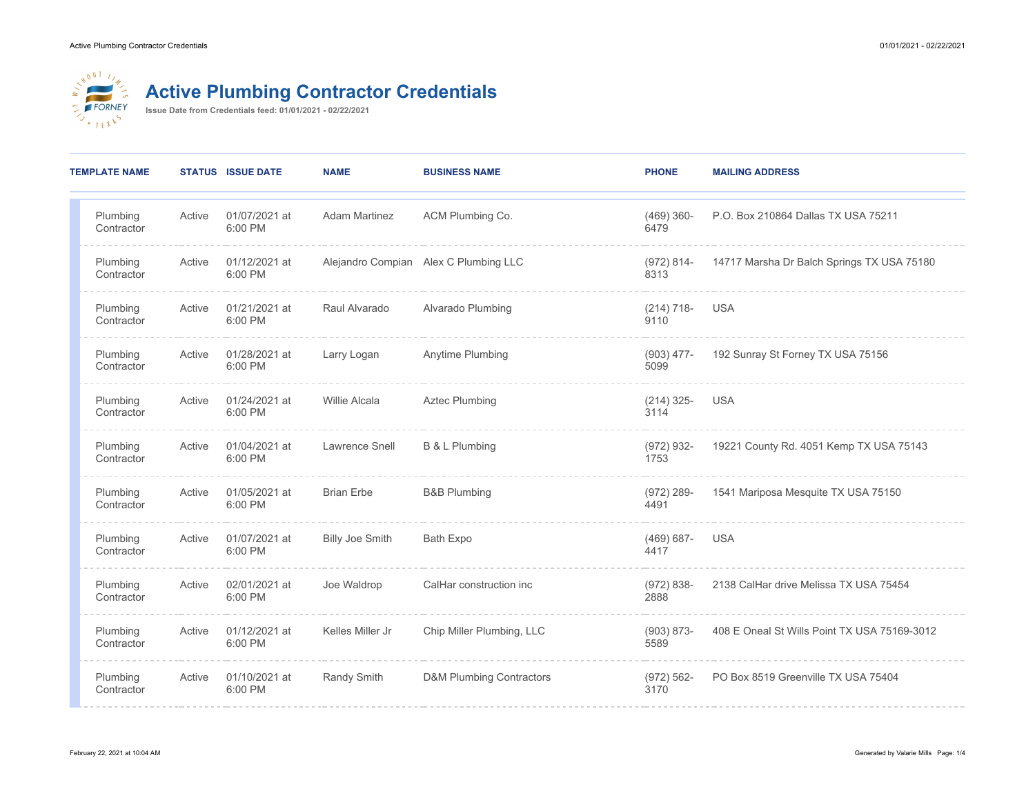# Active Plumbing Contractor Credentials

**Issue Date from Credentials feed: 01/01/2021 - 02/22/2021**

| TEMPLATE NAME | STATUS | ISSUE DATE | NAME | BUSINESS NAME | PHONE | MAILING ADDRESS |
|---|---|---|---|---|---|---|
| Plumbing Contractor | Active | 01/07/2021 at 6:00 PM | Adam Martinez | ACM Plumbing Co. | (469) 360-6479 | P.O. Box 210864 Dallas TX USA 75211 |
| Plumbing Contractor | Active | 01/12/2021 at 6:00 PM | Alejandro Compian | Alex C Plumbing LLC | (972) 814-8313 | 14717 Marsha Dr Balch Springs TX USA 75180 |
| Plumbing Contractor | Active | 01/21/2021 at 6:00 PM | Raul Alvarado | Alvarado Plumbing | (214) 718-9110 | USA |
| Plumbing Contractor | Active | 01/28/2021 at 6:00 PM | Larry Logan | Anytime Plumbing | (903) 477-5099 | 192 Sunray St Forney TX USA 75156 |
| Plumbing Contractor | Active | 01/24/2021 at 6:00 PM | Willie Alcala | Aztec Plumbing | (214) 325-3114 | USA |
| Plumbing Contractor | Active | 01/04/2021 at 6:00 PM | Lawrence Snell | B & L Plumbing | (972) 932-1753 | 19221 County Rd. 4051 Kemp TX USA 75143 |
| Plumbing Contractor | Active | 01/05/2021 at 6:00 PM | Brian Erbe | B&B Plumbing | (972) 289-4491 | 1541 Mariposa Mesquite TX USA 75150 |
| Plumbing Contractor | Active | 01/07/2021 at 6:00 PM | Billy Joe Smith | Bath Expo | (469) 687-4417 | USA |
| Plumbing Contractor | Active | 02/01/2021 at 6:00 PM | Joe Waldrop | CalHar construction inc | (972) 838-2888 | 2138 CalHar drive Melissa TX USA 75454 |
| Plumbing Contractor | Active | 01/12/2021 at 6:00 PM | Kelles Miller Jr | Chip Miller Plumbing, LLC | (903) 873-5589 | 408 E Oneal St Wills Point TX USA 75169-3012 |
| Plumbing Contractor | Active | 01/10/2021 at 6:00 PM | Randy Smith | D&M Plumbing Contractors | (972) 562-3170 | PO Box 8519 Greenville TX USA 75404 |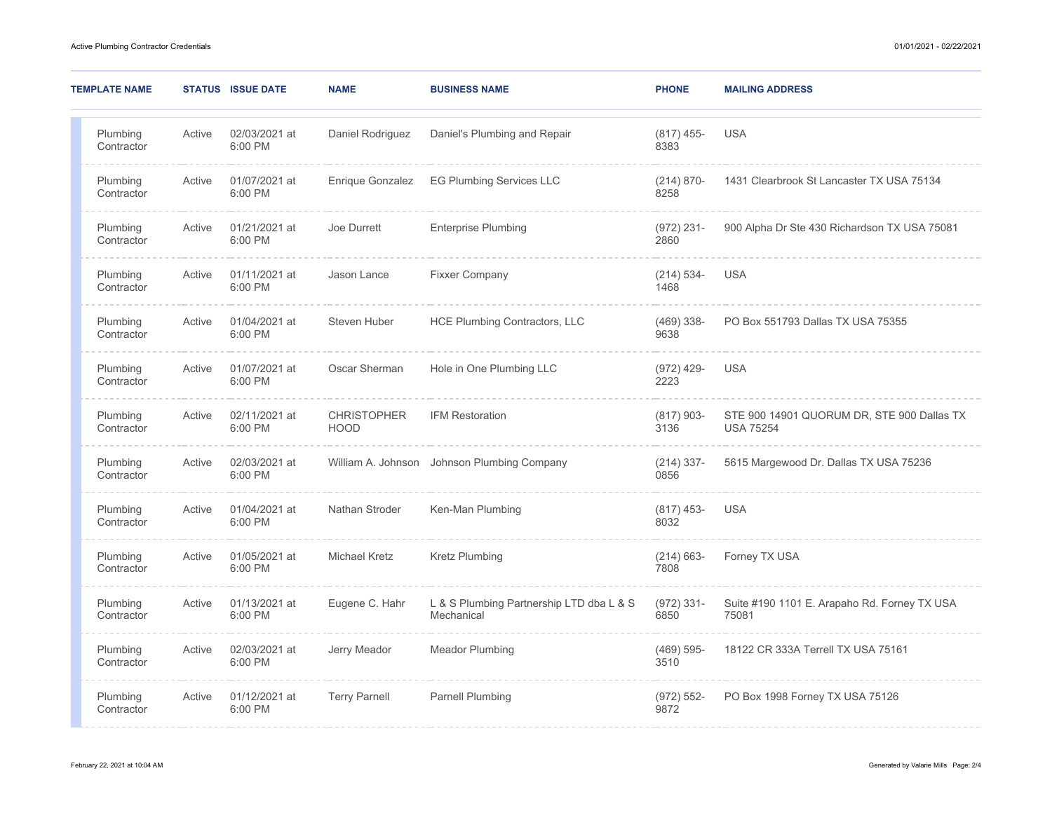| TEMPLATE NAME | STATUS | ISSUE DATE | NAME | BUSINESS NAME | PHONE | MAILING ADDRESS |
|---|---|---|---|---|---|---|
| Plumbing Contractor | Active | 02/03/2021 at 6:00 PM | Daniel Rodriguez | Daniel's Plumbing and Repair | (817) 455-8383 | USA |
| Plumbing Contractor | Active | 01/07/2021 at 6:00 PM | Enrique Gonzalez | EG Plumbing Services LLC | (214) 870-8258 | 1431 Clearbrook St Lancaster TX USA 75134 |
| Plumbing Contractor | Active | 01/21/2021 at 6:00 PM | Joe Durrett | Enterprise Plumbing | (972) 231-2860 | 900 Alpha Dr Ste 430 Richardson TX USA 75081 |
| Plumbing Contractor | Active | 01/11/2021 at 6:00 PM | Jason Lance | Fixxer Company | (214) 534-1468 | USA |
| Plumbing Contractor | Active | 01/04/2021 at 6:00 PM | Steven Huber | HCE Plumbing Contractors, LLC | (469) 338-9638 | PO Box 551793 Dallas TX USA 75355 |
| Plumbing Contractor | Active | 01/07/2021 at 6:00 PM | Oscar Sherman | Hole in One Plumbing LLC | (972) 429-2223 | USA |
| Plumbing Contractor | Active | 02/11/2021 at 6:00 PM | CHRISTOPHER HOOD | IFM Restoration | (817) 903-3136 | STE 900 14901 QUORUM DR, STE 900 Dallas TX USA 75254 |
| Plumbing Contractor | Active | 02/03/2021 at 6:00 PM | William A. Johnson | Johnson Plumbing Company | (214) 337-0856 | 5615 Margewood Dr. Dallas TX USA 75236 |
| Plumbing Contractor | Active | 01/04/2021 at 6:00 PM | Nathan Stroder | Ken-Man Plumbing | (817) 453-8032 | USA |
| Plumbing Contractor | Active | 01/05/2021 at 6:00 PM | Michael Kretz | Kretz Plumbing | (214) 663-7808 | Forney TX USA |
| Plumbing Contractor | Active | 01/13/2021 at 6:00 PM | Eugene C. Hahr | L & S Plumbing Partnership LTD dba L & S Mechanical | (972) 331-6850 | Suite #190 1101 E. Arapaho Rd. Forney TX USA 75081 |
| Plumbing Contractor | Active | 02/03/2021 at 6:00 PM | Jerry Meador | Meador Plumbing | (469) 595-3510 | 18122 CR 333A Terrell TX USA 75161 |
| Plumbing Contractor | Active | 01/12/2021 at 6:00 PM | Terry Parnell | Parnell Plumbing | (972) 552-9872 | PO Box 1998 Forney TX USA 75126 |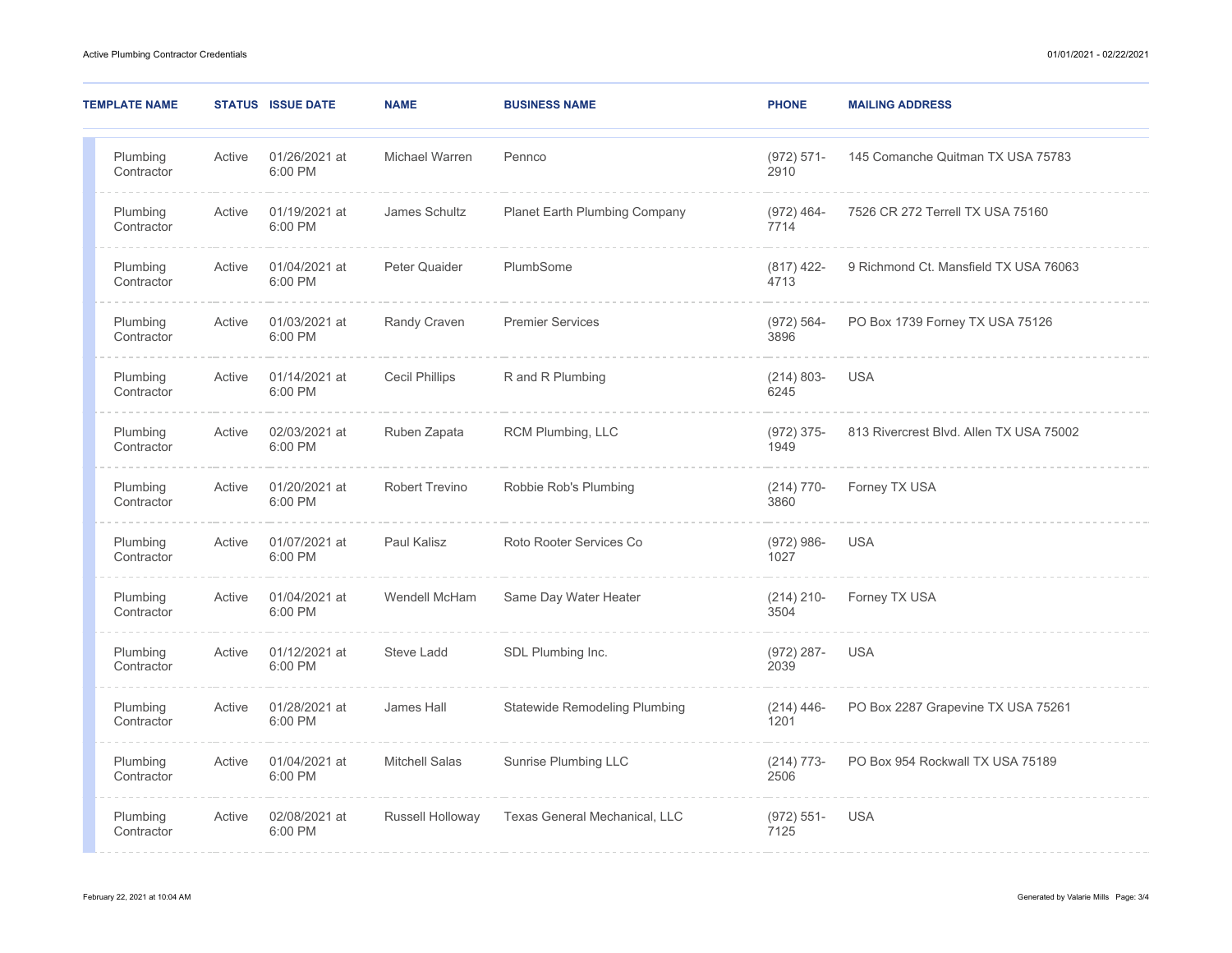| TEMPLATE NAME | STATUS | ISSUE DATE | NAME | BUSINESS NAME | PHONE | MAILING ADDRESS |
| --- | --- | --- | --- | --- | --- | --- |
| Plumbing Contractor | Active | 01/26/2021 at 6:00 PM | Michael Warren | Pennco | (972) 571-2910 | 145 Comanche Quitman TX USA 75783 |
| Plumbing Contractor | Active | 01/19/2021 at 6:00 PM | James Schultz | Planet Earth Plumbing Company | (972) 464-7714 | 7526 CR 272 Terrell TX USA 75160 |
| Plumbing Contractor | Active | 01/04/2021 at 6:00 PM | Peter Quaider | PlumbSome | (817) 422-4713 | 9 Richmond Ct. Mansfield TX USA 76063 |
| Plumbing Contractor | Active | 01/03/2021 at 6:00 PM | Randy Craven | Premier Services | (972) 564-3896 | PO Box 1739 Forney TX USA 75126 |
| Plumbing Contractor | Active | 01/14/2021 at 6:00 PM | Cecil Phillips | R and R Plumbing | (214) 803-6245 | USA |
| Plumbing Contractor | Active | 02/03/2021 at 6:00 PM | Ruben Zapata | RCM Plumbing, LLC | (972) 375-1949 | 813 Rivercrest Blvd. Allen TX USA 75002 |
| Plumbing Contractor | Active | 01/20/2021 at 6:00 PM | Robert Trevino | Robbie Rob's Plumbing | (214) 770-3860 | Forney TX USA |
| Plumbing Contractor | Active | 01/07/2021 at 6:00 PM | Paul Kalisz | Roto Rooter Services Co | (972) 986-1027 | USA |
| Plumbing Contractor | Active | 01/04/2021 at 6:00 PM | Wendell McHam | Same Day Water Heater | (214) 210-3504 | Forney TX USA |
| Plumbing Contractor | Active | 01/12/2021 at 6:00 PM | Steve Ladd | SDL Plumbing Inc. | (972) 287-2039 | USA |
| Plumbing Contractor | Active | 01/28/2021 at 6:00 PM | James Hall | Statewide Remodeling Plumbing | (214) 446-1201 | PO Box 2287 Grapevine TX USA 75261 |
| Plumbing Contractor | Active | 01/04/2021 at 6:00 PM | Mitchell Salas | Sunrise Plumbing LLC | (214) 773-2506 | PO Box 954 Rockwall TX USA 75189 |
| Plumbing Contractor | Active | 02/08/2021 at 6:00 PM | Russell Holloway | Texas General Mechanical, LLC | (972) 551-7125 | USA |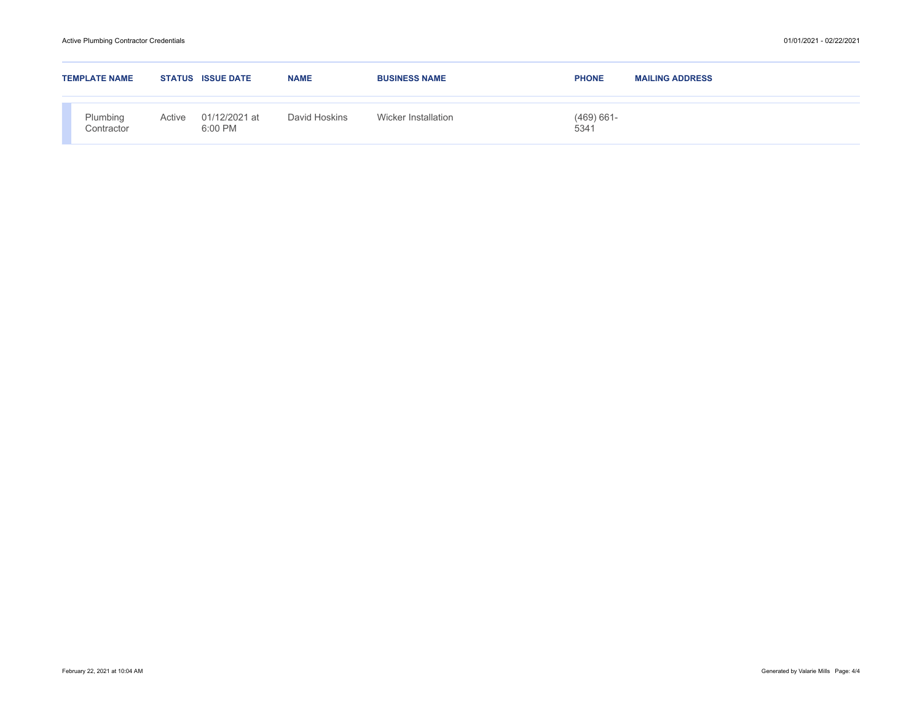| TEMPLATE NAME | STATUS | ISSUE DATE | NAME | BUSINESS NAME | PHONE | MAILING ADDRESS |
|---|---|---|---|---|---|---|
| Plumbing Contractor | Active | 01/12/2021 at 6:00 PM | David Hoskins | Wicker Installation | (469) 661-5341 | |